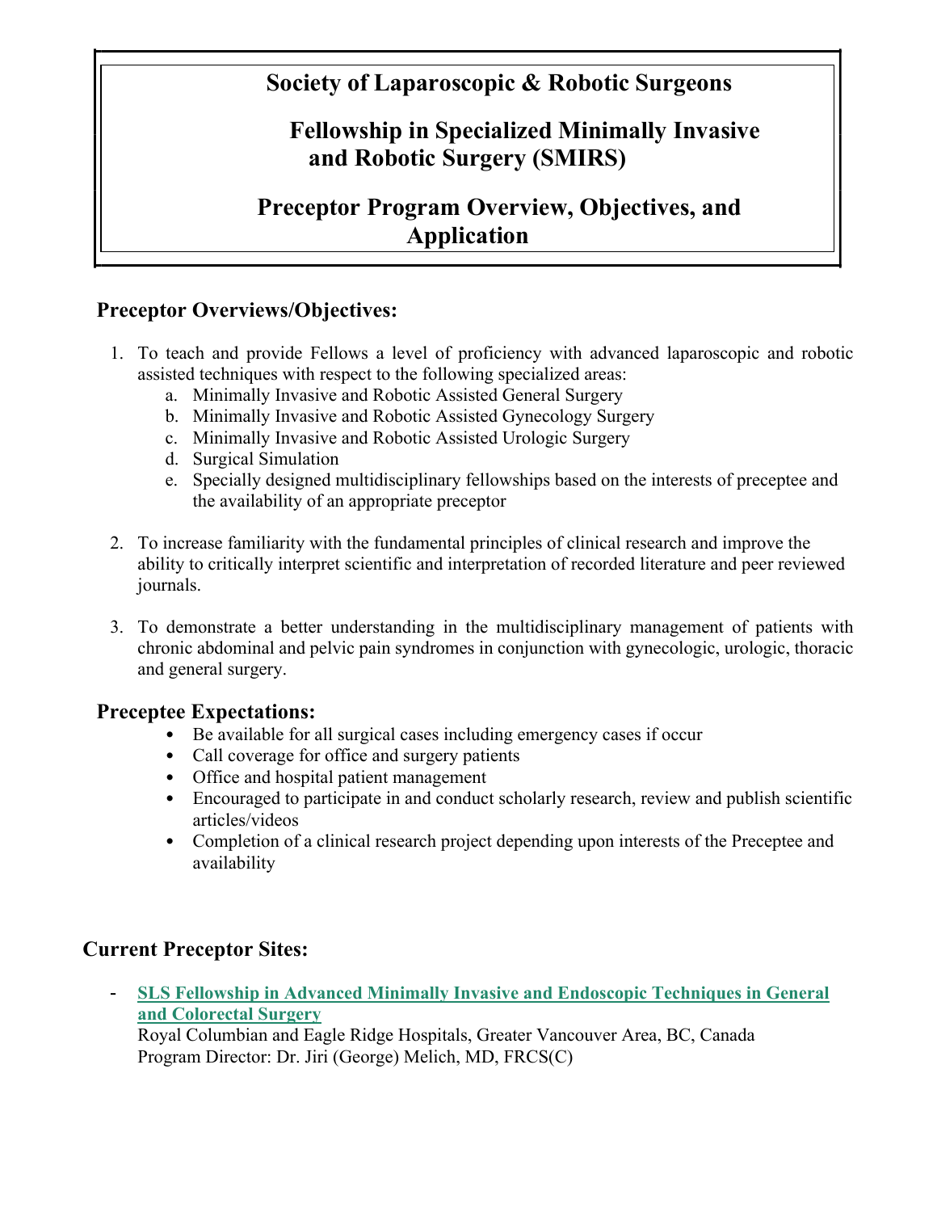# Society of Laparoscopic & Robotic Surgeons

## Fellowship in Specialized Minimally Invasive and Robotic Surgery (SMIRS)

## Preceptor Program Overview, Objectives, and Application

### Preceptor Overviews/Objectives:

1. To teach and provide Fellows a level of proficiency with advanced laparoscopic and robotic assisted techniques with respect to the following specialized areas:
   a. Minimally Invasive and Robotic Assisted General Surgery
   b. Minimally Invasive and Robotic Assisted Gynecology Surgery
   c. Minimally Invasive and Robotic Assisted Urologic Surgery
   d. Surgical Simulation
   e. Specially designed multidisciplinary fellowships based on the interests of preceptee and the availability of an appropriate preceptor

2. To increase familiarity with the fundamental principles of clinical research and improve the ability to critically interpret scientific and interpretation of recorded literature and peer reviewed journals.

3. To demonstrate a better understanding in the multidisciplinary management of patients with chronic abdominal and pelvic pain syndromes in conjunction with gynecologic, urologic, thoracic and general surgery.

### Preceptee Expectations:

- Be available for all surgical cases including emergency cases if occur
- Call coverage for office and surgery patients
- Office and hospital patient management
- Encouraged to participate in and conduct scholarly research, review and publish scientific articles/videos
- Completion of a clinical research project depending upon interests of the Preceptee and availability

### Current Preceptor Sites:

- **SLS Fellowship in Advanced Minimally Invasive and Endoscopic Techniques in General and Colorectal Surgery**
  Royal Columbian and Eagle Ridge Hospitals, Greater Vancouver Area, BC, Canada
  Program Director: Dr. Jiri (George) Melich, MD, FRCS(C)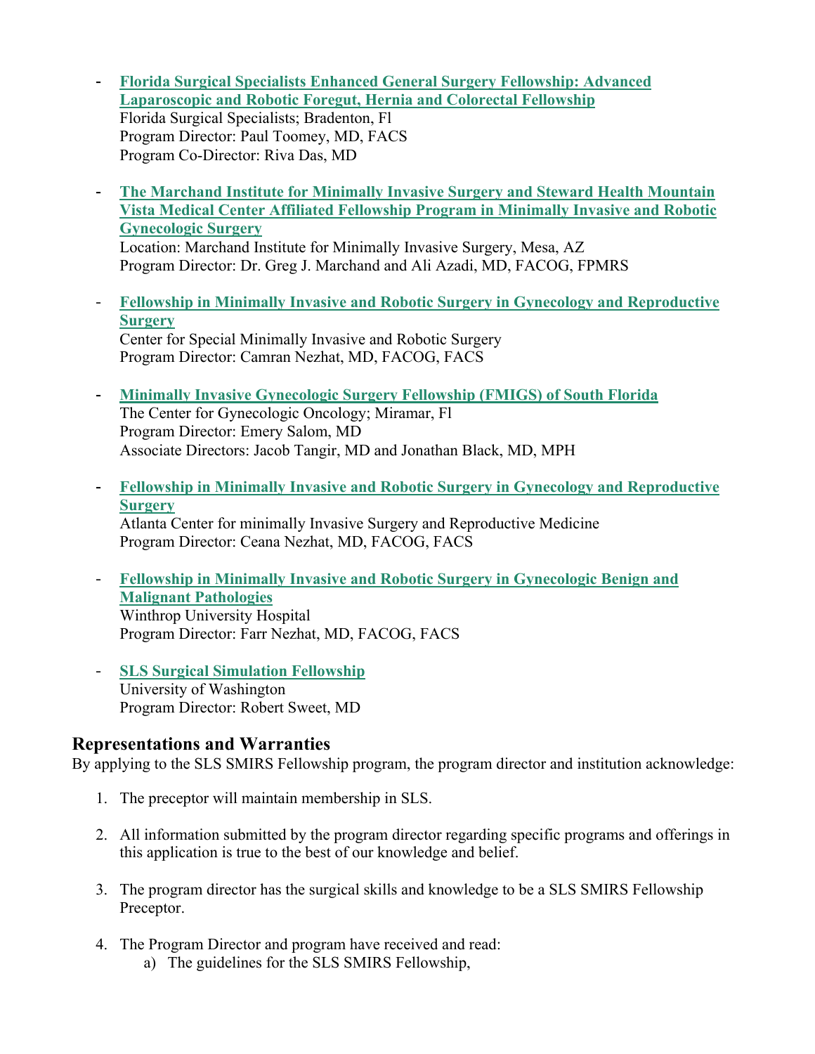- **Florida Surgical Specialists Enhanced General Surgery Fellowship: Advanced Laparoscopic and Robotic Foregut, Hernia and Colorectal Fellowship**
  Florida Surgical Specialists; Bradenton, Fl
  Program Director: Paul Toomey, MD, FACS
  Program Co-Director: Riva Das, MD

- **The Marchand Institute for Minimally Invasive Surgery and Steward Health Mountain Vista Medical Center Affiliated Fellowship Program in Minimally Invasive and Robotic Gynecologic Surgery**
  Location: Marchand Institute for Minimally Invasive Surgery, Mesa, AZ
  Program Director: Dr. Greg J. Marchand and Ali Azadi, MD, FACOG, FPMRS

- **Fellowship in Minimally Invasive and Robotic Surgery in Gynecology and Reproductive Surgery**
  Center for Special Minimally Invasive and Robotic Surgery
  Program Director: Camran Nezhat, MD, FACOG, FACS

- **Minimally Invasive Gynecologic Surgery Fellowship (FMIGS) of South Florida**
  The Center for Gynecologic Oncology; Miramar, Fl
  Program Director: Emery Salom, MD
  Associate Directors: Jacob Tangir, MD and Jonathan Black, MD, MPH

- **Fellowship in Minimally Invasive and Robotic Surgery in Gynecology and Reproductive Surgery**
  Atlanta Center for minimally Invasive Surgery and Reproductive Medicine
  Program Director: Ceana Nezhat, MD, FACOG, FACS

- **Fellowship in Minimally Invasive and Robotic Surgery in Gynecologic Benign and Malignant Pathologies**
  Winthrop University Hospital
  Program Director: Farr Nezhat, MD, FACOG, FACS

- **SLS Surgical Simulation Fellowship**
  University of Washington
  Program Director: Robert Sweet, MD

## Representations and Warranties

By applying to the SLS SMIRS Fellowship program, the program director and institution acknowledge:

1. The preceptor will maintain membership in SLS.

2. All information submitted by the program director regarding specific programs and offerings in this application is true to the best of our knowledge and belief.

3. The program director has the surgical skills and knowledge to be a SLS SMIRS Fellowship Preceptor.

4. The Program Director and program have received and read:
   a) The guidelines for the SLS SMIRS Fellowship,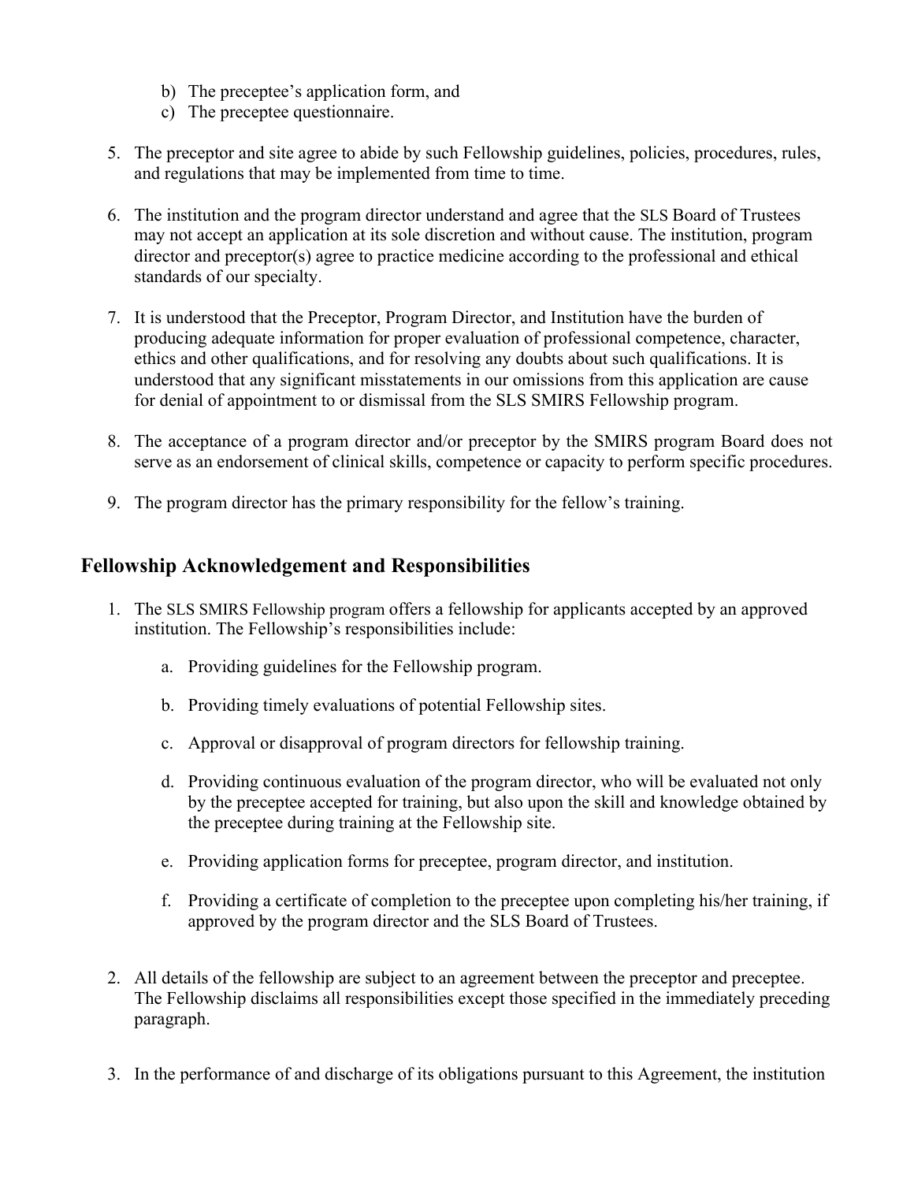b) The preceptee's application form, and
   c) The preceptee questionnaire.

5. The preceptor and site agree to abide by such Fellowship guidelines, policies, procedures, rules, and regulations that may be implemented from time to time.

6. The institution and the program director understand and agree that the SLS Board of Trustees may not accept an application at its sole discretion and without cause. The institution, program director and preceptor(s) agree to practice medicine according to the professional and ethical standards of our specialty.

7. It is understood that the Preceptor, Program Director, and Institution have the burden of producing adequate information for proper evaluation of professional competence, character, ethics and other qualifications, and for resolving any doubts about such qualifications. It is understood that any significant misstatements in our omissions from this application are cause for denial of appointment to or dismissal from the SLS SMIRS Fellowship program.

8. The acceptance of a program director and/or preceptor by the SMIRS program Board does not serve as an endorsement of clinical skills, competence or capacity to perform specific procedures.

9. The program director has the primary responsibility for the fellow's training.

## Fellowship Acknowledgement and Responsibilities

1. The SLS SMIRS Fellowship program offers a fellowship for applicants accepted by an approved institution. The Fellowship's responsibilities include:

   a. Providing guidelines for the Fellowship program.

   b. Providing timely evaluations of potential Fellowship sites.

   c. Approval or disapproval of program directors for fellowship training.

   d. Providing continuous evaluation of the program director, who will be evaluated not only by the preceptee accepted for training, but also upon the skill and knowledge obtained by the preceptee during training at the Fellowship site.

   e. Providing application forms for preceptee, program director, and institution.

   f. Providing a certificate of completion to the preceptee upon completing his/her training, if approved by the program director and the SLS Board of Trustees.

2. All details of the fellowship are subject to an agreement between the preceptor and preceptee. The Fellowship disclaims all responsibilities except those specified in the immediately preceding paragraph.

3. In the performance of and discharge of its obligations pursuant to this Agreement, the institution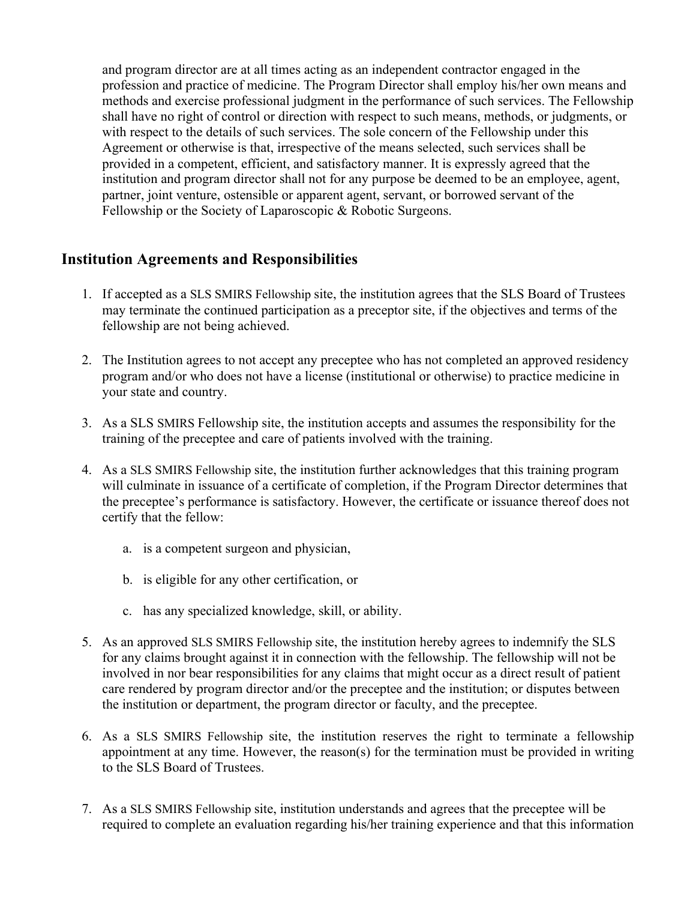and program director are at all times acting as an independent contractor engaged in the profession and practice of medicine. The Program Director shall employ his/her own means and methods and exercise professional judgment in the performance of such services. The Fellowship shall have no right of control or direction with respect to such means, methods, or judgments, or with respect to the details of such services. The sole concern of the Fellowship under this Agreement or otherwise is that, irrespective of the means selected, such services shall be provided in a competent, efficient, and satisfactory manner. It is expressly agreed that the institution and program director shall not for any purpose be deemed to be an employee, agent, partner, joint venture, ostensible or apparent agent, servant, or borrowed servant of the Fellowship or the Society of Laparoscopic & Robotic Surgeons.

## Institution Agreements and Responsibilities

1. If accepted as a SLS SMIRS Fellowship site, the institution agrees that the SLS Board of Trustees may terminate the continued participation as a preceptor site, if the objectives and terms of the fellowship are not being achieved.

2. The Institution agrees to not accept any preceptee who has not completed an approved residency program and/or who does not have a license (institutional or otherwise) to practice medicine in your state and country.

3. As a SLS SMIRS Fellowship site, the institution accepts and assumes the responsibility for the training of the preceptee and care of patients involved with the training.

4. As a SLS SMIRS Fellowship site, the institution further acknowledges that this training program will culminate in issuance of a certificate of completion, if the Program Director determines that the preceptee's performance is satisfactory. However, the certificate or issuance thereof does not certify that the fellow:

   a. is a competent surgeon and physician,

   b. is eligible for any other certification, or

   c. has any specialized knowledge, skill, or ability.

5. As an approved SLS SMIRS Fellowship site, the institution hereby agrees to indemnify the SLS for any claims brought against it in connection with the fellowship. The fellowship will not be involved in nor bear responsibilities for any claims that might occur as a direct result of patient care rendered by program director and/or the preceptee and the institution; or disputes between the institution or department, the program director or faculty, and the preceptee.

6. As a SLS SMIRS Fellowship site, the institution reserves the right to terminate a fellowship appointment at any time. However, the reason(s) for the termination must be provided in writing to the SLS Board of Trustees.

7. As a SLS SMIRS Fellowship site, institution understands and agrees that the preceptee will be required to complete an evaluation regarding his/her training experience and that this information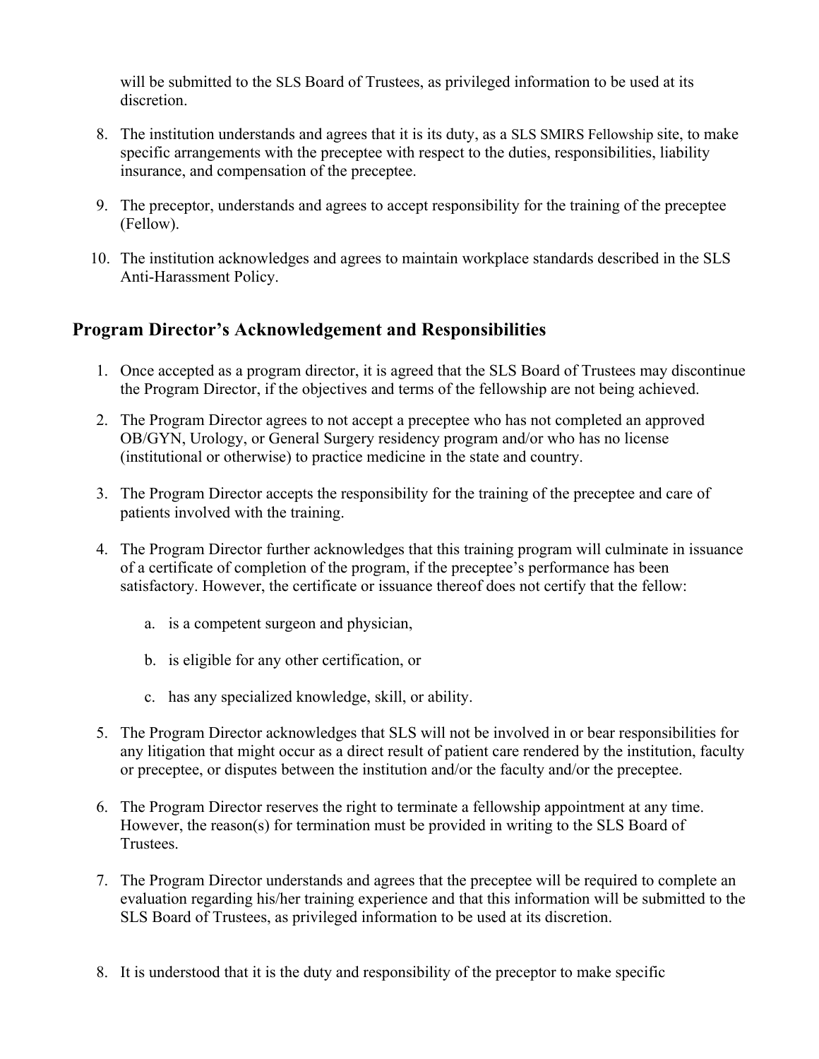will be submitted to the SLS Board of Trustees, as privileged information to be used at its discretion.

8. The institution understands and agrees that it is its duty, as a SLS SMIRS Fellowship site, to make specific arrangements with the preceptee with respect to the duties, responsibilities, liability insurance, and compensation of the preceptee.

9. The preceptor, understands and agrees to accept responsibility for the training of the preceptee (Fellow).

10. The institution acknowledges and agrees to maintain workplace standards described in the SLS Anti-Harassment Policy.

## Program Director's Acknowledgement and Responsibilities

1. Once accepted as a program director, it is agreed that the SLS Board of Trustees may discontinue the Program Director, if the objectives and terms of the fellowship are not being achieved.

2. The Program Director agrees to not accept a preceptee who has not completed an approved OB/GYN, Urology, or General Surgery residency program and/or who has no license (institutional or otherwise) to practice medicine in the state and country.

3. The Program Director accepts the responsibility for the training of the preceptee and care of patients involved with the training.

4. The Program Director further acknowledges that this training program will culminate in issuance of a certificate of completion of the program, if the preceptee's performance has been satisfactory. However, the certificate or issuance thereof does not certify that the fellow:

   a. is a competent surgeon and physician,

   b. is eligible for any other certification, or

   c. has any specialized knowledge, skill, or ability.

5. The Program Director acknowledges that SLS will not be involved in or bear responsibilities for any litigation that might occur as a direct result of patient care rendered by the institution, faculty or preceptee, or disputes between the institution and/or the faculty and/or the preceptee.

6. The Program Director reserves the right to terminate a fellowship appointment at any time. However, the reason(s) for termination must be provided in writing to the SLS Board of Trustees.

7. The Program Director understands and agrees that the preceptee will be required to complete an evaluation regarding his/her training experience and that this information will be submitted to the SLS Board of Trustees, as privileged information to be used at its discretion.

8. It is understood that it is the duty and responsibility of the preceptor to make specific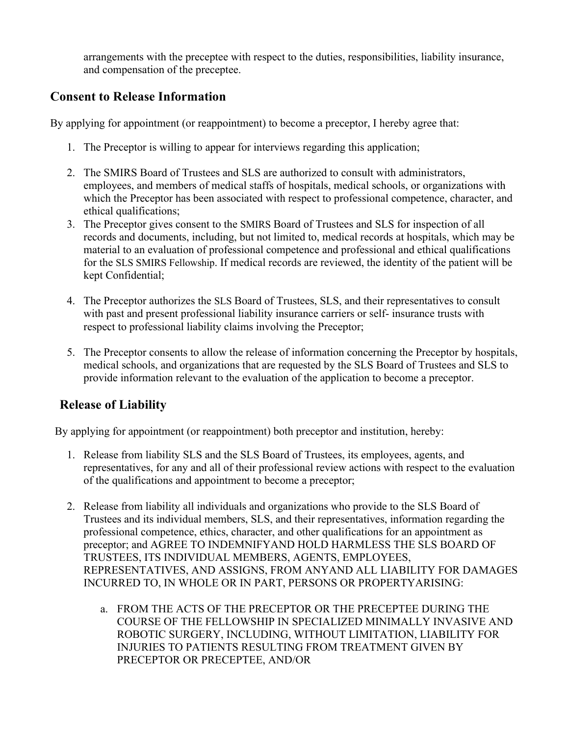arrangements with the preceptee with respect to the duties, responsibilities, liability insurance, and compensation of the preceptee.

## Consent to Release Information

By applying for appointment (or reappointment) to become a preceptor, I hereby agree that:

1. The Preceptor is willing to appear for interviews regarding this application;
2. The SMIRS Board of Trustees and SLS are authorized to consult with administrators, employees, and members of medical staffs of hospitals, medical schools, or organizations with which the Preceptor has been associated with respect to professional competence, character, and ethical qualifications;
3. The Preceptor gives consent to the SMIRS Board of Trustees and SLS for inspection of all records and documents, including, but not limited to, medical records at hospitals, which may be material to an evaluation of professional competence and professional and ethical qualifications for the SLS SMIRS Fellowship. If medical records are reviewed, the identity of the patient will be kept Confidential;
4. The Preceptor authorizes the SLS Board of Trustees, SLS, and their representatives to consult with past and present professional liability insurance carriers or self- insurance trusts with respect to professional liability claims involving the Preceptor;
5. The Preceptor consents to allow the release of information concerning the Preceptor by hospitals, medical schools, and organizations that are requested by the SLS Board of Trustees and SLS to provide information relevant to the evaluation of the application to become a preceptor.

## Release of Liability

By applying for appointment (or reappointment) both preceptor and institution, hereby:

1. Release from liability SLS and the SLS Board of Trustees, its employees, agents, and representatives, for any and all of their professional review actions with respect to the evaluation of the qualifications and appointment to become a preceptor;
2. Release from liability all individuals and organizations who provide to the SLS Board of Trustees and its individual members, SLS, and their representatives, information regarding the professional competence, ethics, character, and other qualifications for an appointment as preceptor; and AGREE TO INDEMNIFYAND HOLD HARMLESS THE SLS BOARD OF TRUSTEES, ITS INDIVIDUAL MEMBERS, AGENTS, EMPLOYEES, REPRESENTATIVES, AND ASSIGNS, FROM ANYAND ALL LIABILITY FOR DAMAGES INCURRED TO, IN WHOLE OR IN PART, PERSONS OR PROPERTYARISING:
    a. FROM THE ACTS OF THE PRECEPTOR OR THE PRECEPTEE DURING THE COURSE OF THE FELLOWSHIP IN SPECIALIZED MINIMALLY INVASIVE AND ROBOTIC SURGERY, INCLUDING, WITHOUT LIMITATION, LIABILITY FOR INJURIES TO PATIENTS RESULTING FROM TREATMENT GIVEN BY PRECEPTOR OR PRECEPTEE, AND/OR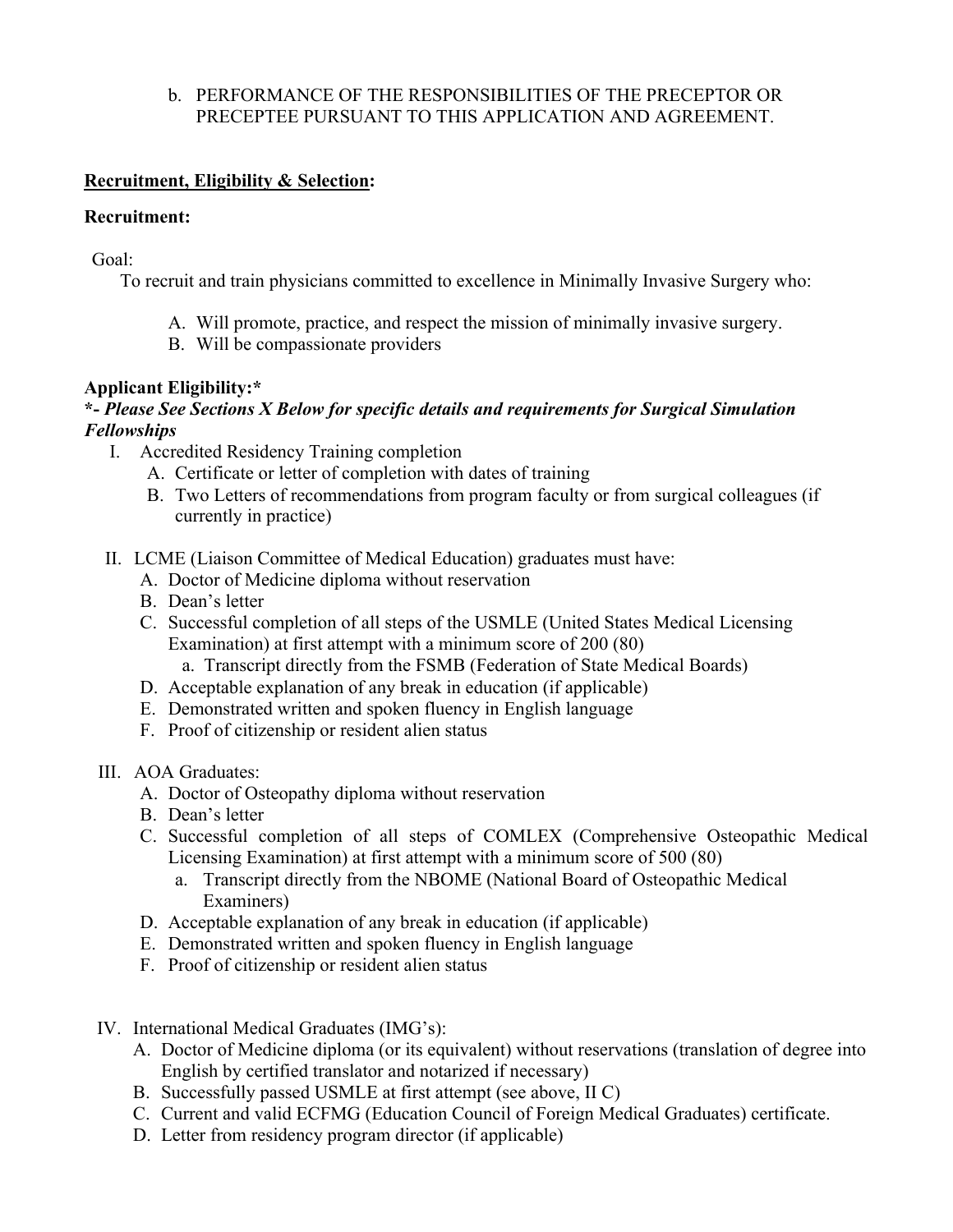b. PERFORMANCE OF THE RESPONSIBILITIES OF THE PRECEPTOR OR PRECEPTEE PURSUANT TO THIS APPLICATION AND AGREEMENT.

**Recruitment, Eligibility & Selection:**

**Recruitment:**

Goal:

To recruit and train physicians committed to excellence in Minimally Invasive Surgery who:

A. Will promote, practice, and respect the mission of minimally invasive surgery.
B. Will be compassionate providers

**Applicant Eligibility:***

***- Please See Sections X Below for specific details and requirements for Surgical Simulation Fellowships***

I. Accredited Residency Training completion
   A. Certificate or letter of completion with dates of training
   B. Two Letters of recommendations from program faculty or from surgical colleagues (if currently in practice)

II. LCME (Liaison Committee of Medical Education) graduates must have:
   A. Doctor of Medicine diploma without reservation
   B. Dean's letter
   C. Successful completion of all steps of the USMLE (United States Medical Licensing Examination) at first attempt with a minimum score of 200 (80)
      a. Transcript directly from the FSMB (Federation of State Medical Boards)
   D. Acceptable explanation of any break in education (if applicable)
   E. Demonstrated written and spoken fluency in English language
   F. Proof of citizenship or resident alien status

III. AOA Graduates:
   A. Doctor of Osteopathy diploma without reservation
   B. Dean's letter
   C. Successful completion of all steps of COMLEX (Comprehensive Osteopathic Medical Licensing Examination) at first attempt with a minimum score of 500 (80)
      a. Transcript directly from the NBOME (National Board of Osteopathic Medical Examiners)
   D. Acceptable explanation of any break in education (if applicable)
   E. Demonstrated written and spoken fluency in English language
   F. Proof of citizenship or resident alien status

IV. International Medical Graduates (IMG's):
   A. Doctor of Medicine diploma (or its equivalent) without reservations (translation of degree into English by certified translator and notarized if necessary)
   B. Successfully passed USMLE at first attempt (see above, II C)
   C. Current and valid ECFMG (Education Council of Foreign Medical Graduates) certificate.
   D. Letter from residency program director (if applicable)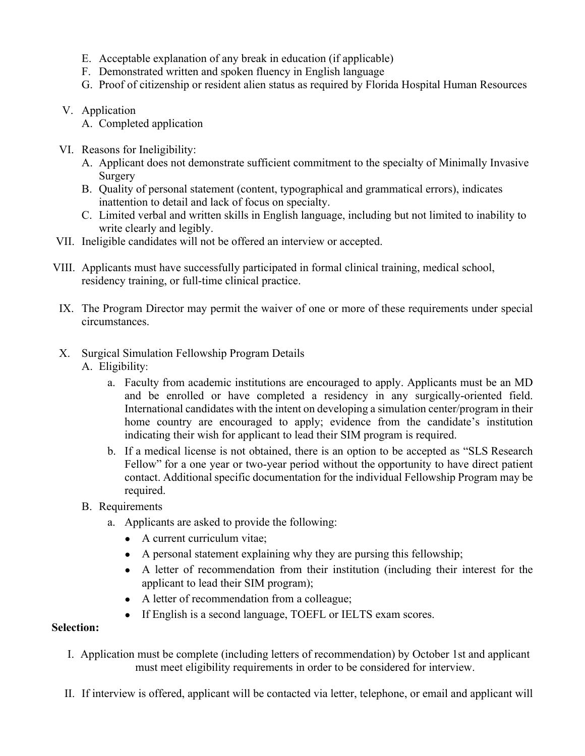E. Acceptable explanation of any break in education (if applicable)
F. Demonstrated written and spoken fluency in English language
G. Proof of citizenship or resident alien status as required by Florida Hospital Human Resources

V. Application
   A. Completed application

VI. Reasons for Ineligibility:
   A. Applicant does not demonstrate sufficient commitment to the specialty of Minimally Invasive Surgery
   B. Quality of personal statement (content, typographical and grammatical errors), indicates inattention to detail and lack of focus on specialty.
   C. Limited verbal and written skills in English language, including but not limited to inability to write clearly and legibly.

VII. Ineligible candidates will not be offered an interview or accepted.

VIII. Applicants must have successfully participated in formal clinical training, medical school, residency training, or full-time clinical practice.

IX. The Program Director may permit the waiver of one or more of these requirements under special circumstances.

X. Surgical Simulation Fellowship Program Details
   A. Eligibility:
      a. Faculty from academic institutions are encouraged to apply. Applicants must be an MD and be enrolled or have completed a residency in any surgically-oriented field. International candidates with the intent on developing a simulation center/program in their home country are encouraged to apply; evidence from the candidate's institution indicating their wish for applicant to lead their SIM program is required.
      b. If a medical license is not obtained, there is an option to be accepted as "SLS Research Fellow" for a one year or two-year period without the opportunity to have direct patient contact. Additional specific documentation for the individual Fellowship Program may be required.
   B. Requirements
      a. Applicants are asked to provide the following:
         - A current curriculum vitae;
         - A personal statement explaining why they are pursing this fellowship;
         - A letter of recommendation from their institution (including their interest for the applicant to lead their SIM program);
         - A letter of recommendation from a colleague;
         - If English is a second language, TOEFL or IELTS exam scores.

**Selection:**

I. Application must be complete (including letters of recommendation) by October 1st and applicant must meet eligibility requirements in order to be considered for interview.

II. If interview is offered, applicant will be contacted via letter, telephone, or email and applicant will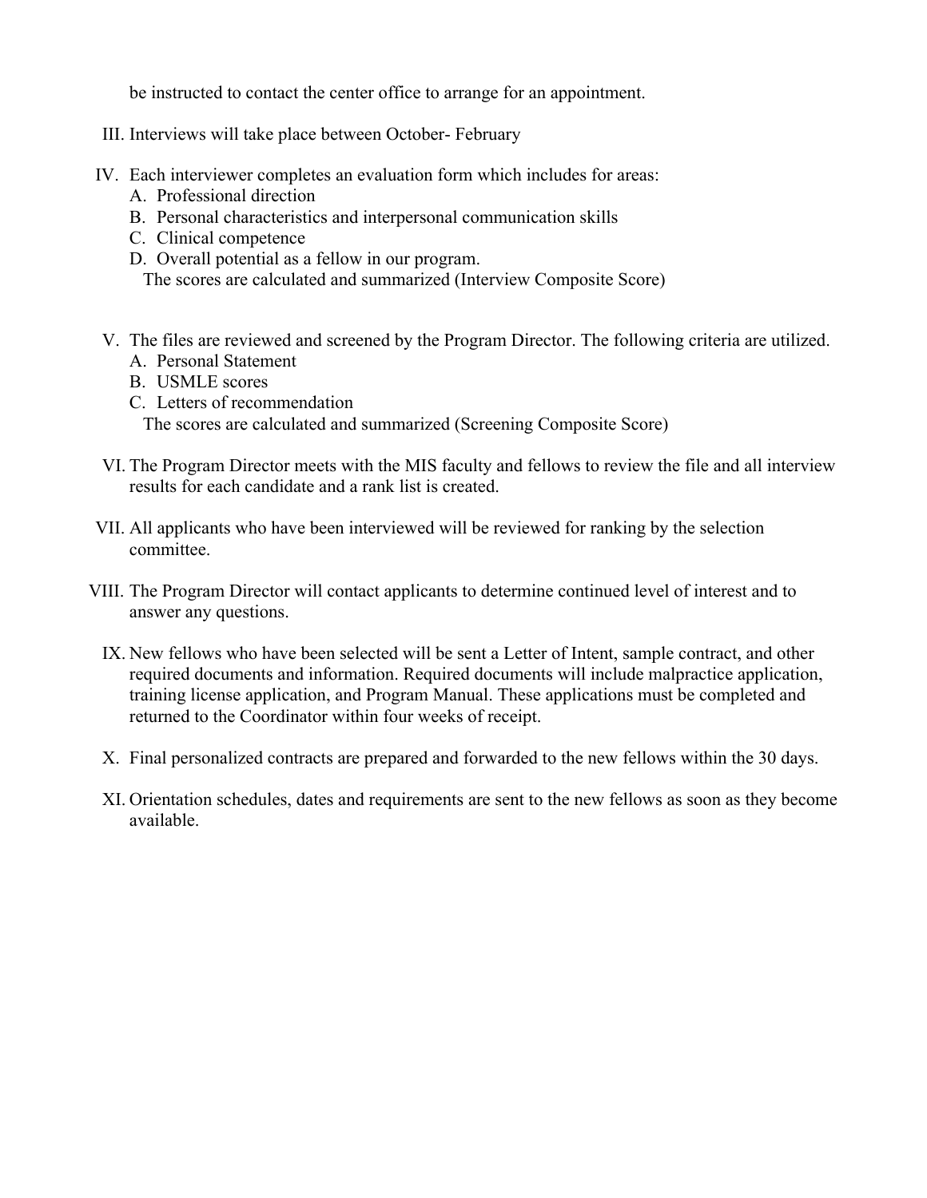be instructed to contact the center office to arrange for an appointment.

III. Interviews will take place between October- February

IV. Each interviewer completes an evaluation form which includes for areas:
   A. Professional direction
   B. Personal characteristics and interpersonal communication skills
   C. Clinical competence
   D. Overall potential as a fellow in our program.
   The scores are calculated and summarized (Interview Composite Score)

V. The files are reviewed and screened by the Program Director. The following criteria are utilized.
   A. Personal Statement
   B. USMLE scores
   C. Letters of recommendation
   The scores are calculated and summarized (Screening Composite Score)

VI. The Program Director meets with the MIS faculty and fellows to review the file and all interview results for each candidate and a rank list is created.

VII. All applicants who have been interviewed will be reviewed for ranking by the selection committee.

VIII. The Program Director will contact applicants to determine continued level of interest and to answer any questions.

IX. New fellows who have been selected will be sent a Letter of Intent, sample contract, and other required documents and information. Required documents will include malpractice application, training license application, and Program Manual. These applications must be completed and returned to the Coordinator within four weeks of receipt.

X. Final personalized contracts are prepared and forwarded to the new fellows within the 30 days.

XI. Orientation schedules, dates and requirements are sent to the new fellows as soon as they become available.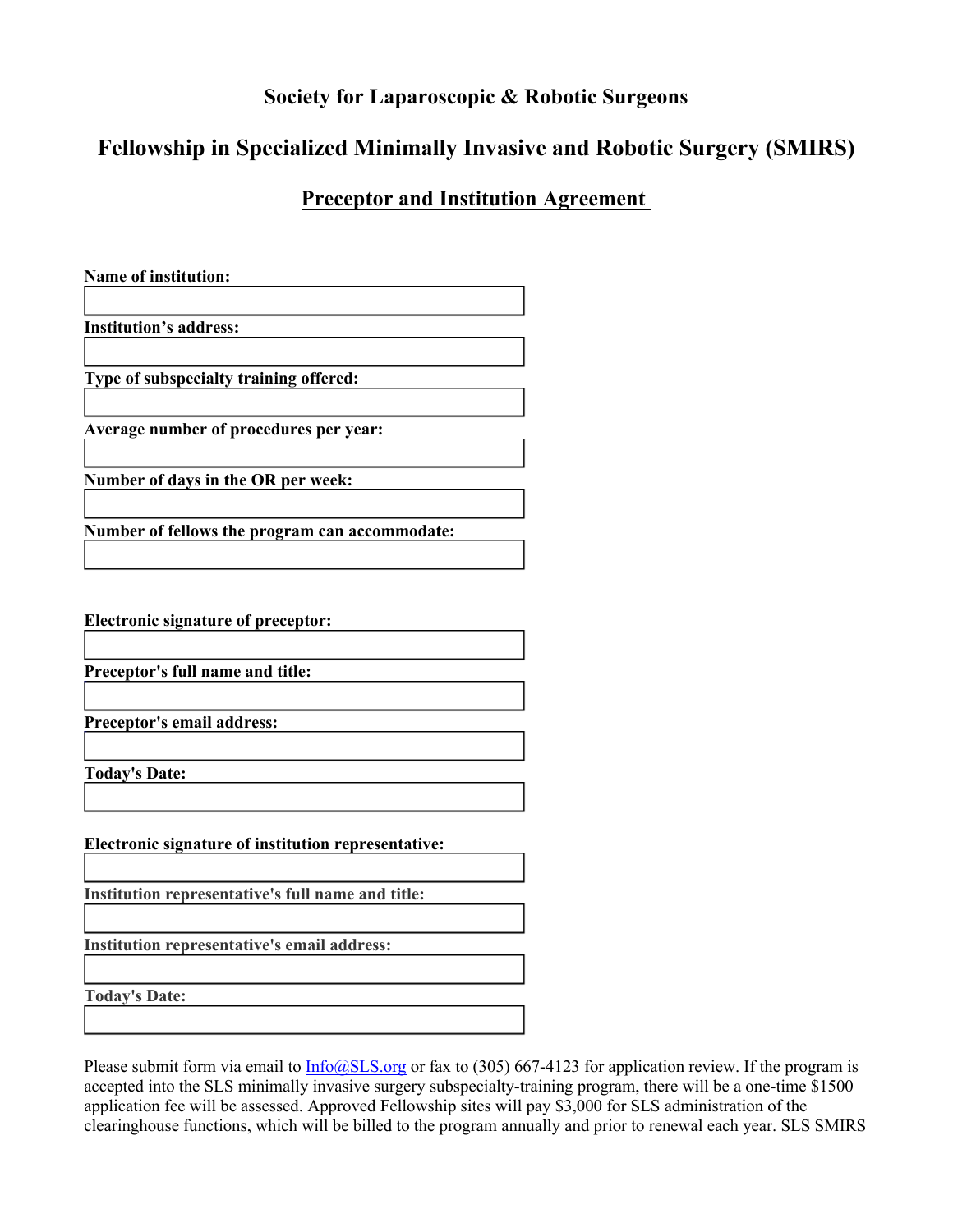# Society for Laparoscopic & Robotic Surgeons

## Fellowship in Specialized Minimally Invasive and Robotic Surgery (SMIRS)

### Preceptor and Institution Agreement

**Name of institution:**

**Institution's address:**

**Type of subspecialty training offered:**

**Average number of procedures per year:**

**Number of days in the OR per week:**

**Number of fellows the program can accommodate:**

**Electronic signature of preceptor:**

**Preceptor's full name and title:**

**Preceptor's email address:**

**Today's Date:**

**Electronic signature of institution representative:**

**Institution representative's full name and title:**

**Institution representative's email address:**

**Today's Date:**

Please submit form via email to Info@SLS.org or fax to (305) 667-4123 for application review. If the program is accepted into the SLS minimally invasive surgery subspecialty-training program, there will be a one-time $1500 application fee will be assessed. Approved Fellowship sites will pay $3,000 for SLS administration of the clearinghouse functions, which will be billed to the program annually and prior to renewal each year. SLS SMIRS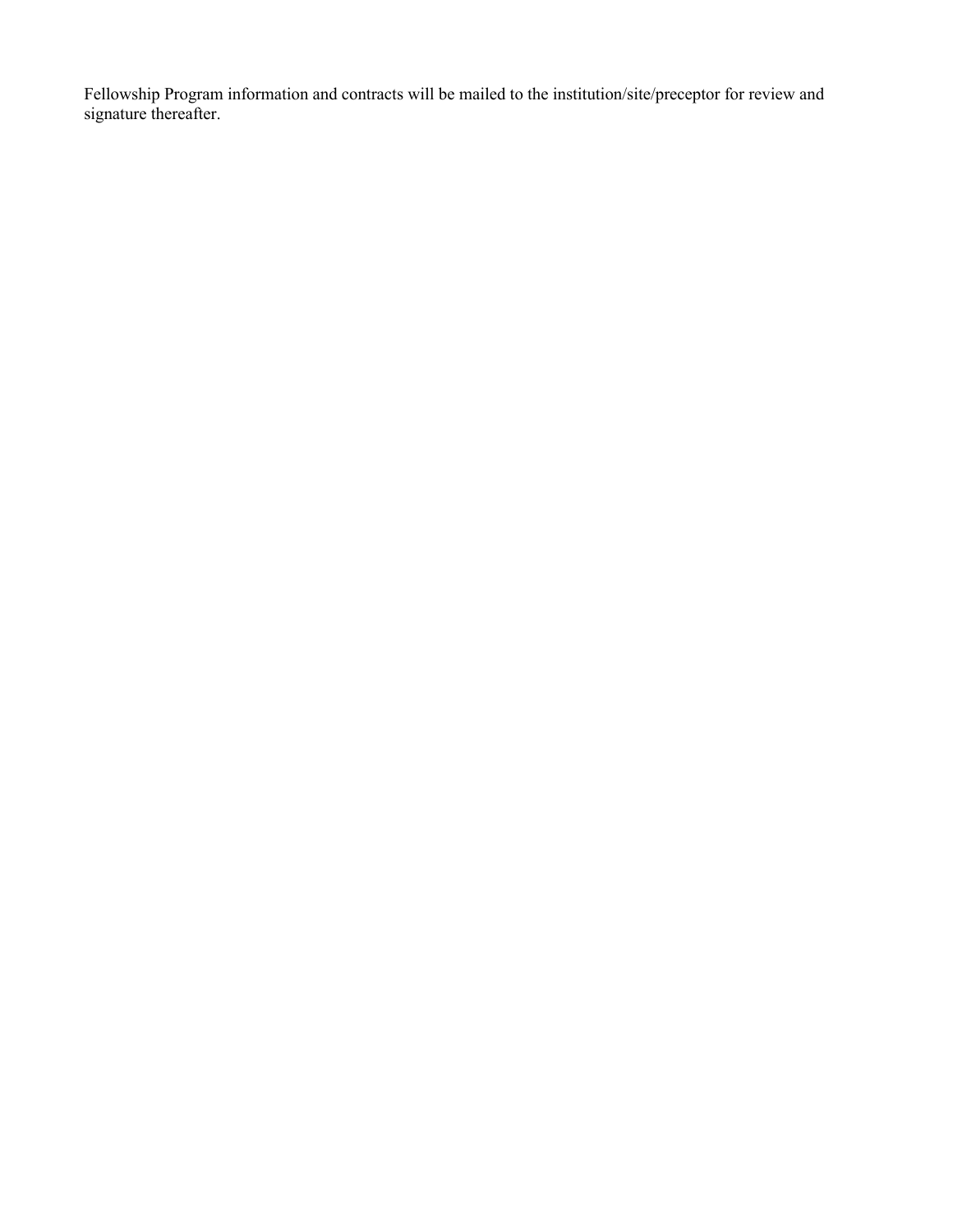Fellowship Program information and contracts will be mailed to the institution/site/preceptor for review and signature thereafter.